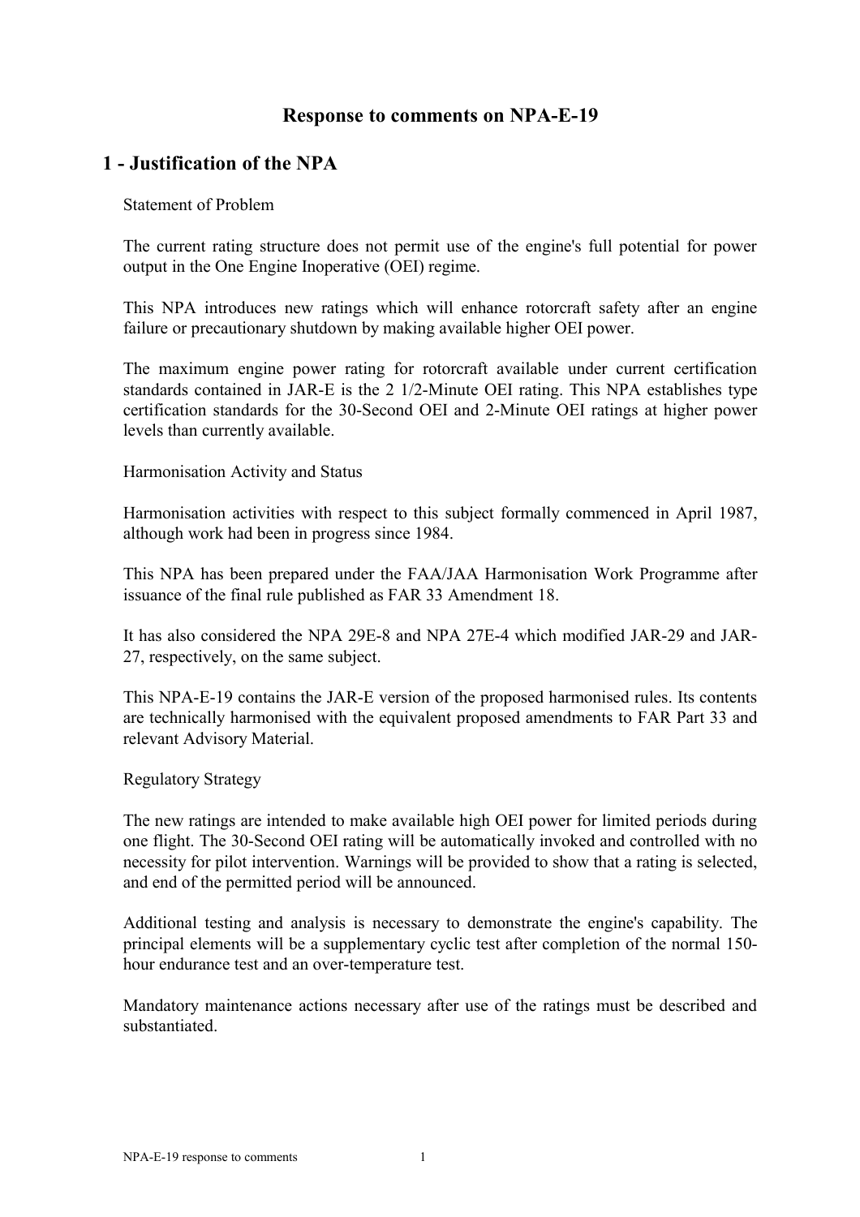# Response to comments on NPA-E-19

## 1 - Justification of the NPA

Statement of Problem

The current rating structure does not permit use of the engine's full potential for power output in the One Engine Inoperative (OEI) regime.

This NPA introduces new ratings which will enhance rotorcraft safety after an engine failure or precautionary shutdown by making available higher OEI power.

The maximum engine power rating for rotorcraft available under current certification standards contained in JAR-E is the 2 1/2-Minute OEI rating. This NPA establishes type certification standards for the 30-Second OEI and 2-Minute OEI ratings at higher power levels than currently available.

Harmonisation Activity and Status

Harmonisation activities with respect to this subject formally commenced in April 1987, although work had been in progress since 1984.

This NPA has been prepared under the FAA/JAA Harmonisation Work Programme after issuance of the final rule published as FAR 33 Amendment 18.

It has also considered the NPA 29E-8 and NPA 27E-4 which modified JAR-29 and JAR-27, respectively, on the same subject.

This NPA-E-19 contains the JAR-E version of the proposed harmonised rules. Its contents are technically harmonised with the equivalent proposed amendments to FAR Part 33 and relevant Advisory Material.

Regulatory Strategy

The new ratings are intended to make available high OEI power for limited periods during one flight. The 30-Second OEI rating will be automatically invoked and controlled with no necessity for pilot intervention. Warnings will be provided to show that a rating is selected, and end of the permitted period will be announced.

Additional testing and analysis is necessary to demonstrate the engine's capability. The principal elements will be a supplementary cyclic test after completion of the normal 150-hour endurance test and an over-temperature test.

Mandatory maintenance actions necessary after use of the ratings must be described and substantiated.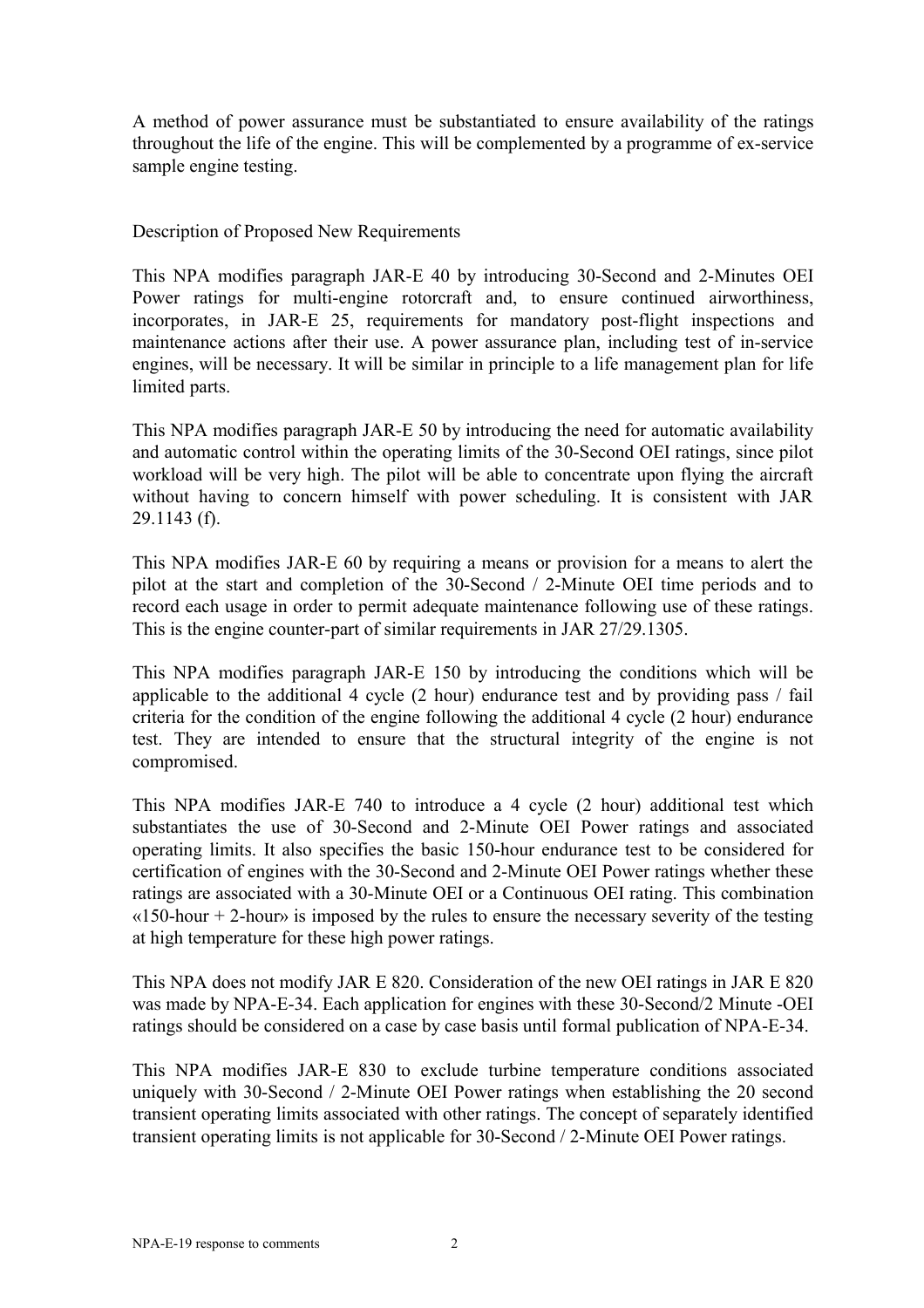A method of power assurance must be substantiated to ensure availability of the ratings throughout the life of the engine. This will be complemented by a programme of ex-service sample engine testing.

Description of Proposed New Requirements

This NPA modifies paragraph JAR-E 40 by introducing 30-Second and 2-Minutes OEI Power ratings for multi-engine rotorcraft and, to ensure continued airworthiness, incorporates, in JAR-E 25, requirements for mandatory post-flight inspections and maintenance actions after their use. A power assurance plan, including test of in-service engines, will be necessary. It will be similar in principle to a life management plan for life limited parts.

This NPA modifies paragraph JAR-E 50 by introducing the need for automatic availability and automatic control within the operating limits of the 30-Second OEI ratings, since pilot workload will be very high. The pilot will be able to concentrate upon flying the aircraft without having to concern himself with power scheduling. It is consistent with JAR 29.1143 (f).

This NPA modifies JAR-E 60 by requiring a means or provision for a means to alert the pilot at the start and completion of the 30-Second / 2-Minute OEI time periods and to record each usage in order to permit adequate maintenance following use of these ratings. This is the engine counter-part of similar requirements in JAR 27/29.1305.

This NPA modifies paragraph JAR-E 150 by introducing the conditions which will be applicable to the additional 4 cycle (2 hour) endurance test and by providing pass / fail criteria for the condition of the engine following the additional 4 cycle (2 hour) endurance test. They are intended to ensure that the structural integrity of the engine is not compromised.

This NPA modifies JAR-E 740 to introduce a 4 cycle (2 hour) additional test which substantiates the use of 30-Second and 2-Minute OEI Power ratings and associated operating limits. It also specifies the basic 150-hour endurance test to be considered for certification of engines with the 30-Second and 2-Minute OEI Power ratings whether these ratings are associated with a 30-Minute OEI or a Continuous OEI rating. This combination «150-hour + 2-hour» is imposed by the rules to ensure the necessary severity of the testing at high temperature for these high power ratings.

This NPA does not modify JAR E 820. Consideration of the new OEI ratings in JAR E 820 was made by NPA-E-34. Each application for engines with these 30-Second/2 Minute -OEI ratings should be considered on a case by case basis until formal publication of NPA-E-34.

This NPA modifies JAR-E 830 to exclude turbine temperature conditions associated uniquely with 30-Second / 2-Minute OEI Power ratings when establishing the 20 second transient operating limits associated with other ratings. The concept of separately identified transient operating limits is not applicable for 30-Second / 2-Minute OEI Power ratings.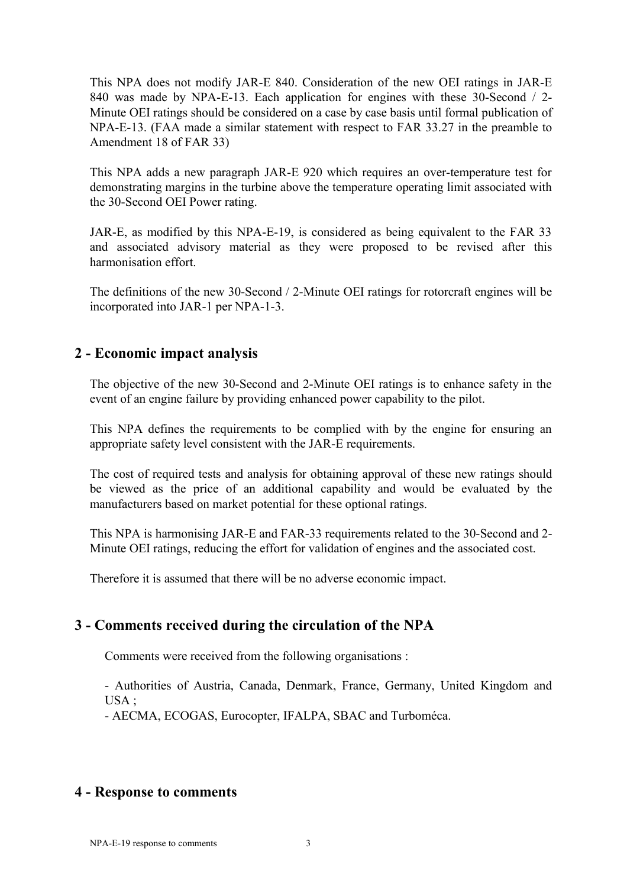This NPA does not modify JAR-E 840. Consideration of the new OEI ratings in JAR-E 840 was made by NPA-E-13. Each application for engines with these 30-Second / 2-Minute OEI ratings should be considered on a case by case basis until formal publication of NPA-E-13. (FAA made a similar statement with respect to FAR 33.27 in the preamble to Amendment 18 of FAR 33)

This NPA adds a new paragraph JAR-E 920 which requires an over-temperature test for demonstrating margins in the turbine above the temperature operating limit associated with the 30-Second OEI Power rating.

JAR-E, as modified by this NPA-E-19, is considered as being equivalent to the FAR 33 and associated advisory material as they were proposed to be revised after this harmonisation effort.

The definitions of the new 30-Second / 2-Minute OEI ratings for rotorcraft engines will be incorporated into JAR-1 per NPA-1-3.

## 2 - Economic impact analysis

The objective of the new 30-Second and 2-Minute OEI ratings is to enhance safety in the event of an engine failure by providing enhanced power capability to the pilot.

This NPA defines the requirements to be complied with by the engine for ensuring an appropriate safety level consistent with the JAR-E requirements.

The cost of required tests and analysis for obtaining approval of these new ratings should be viewed as the price of an additional capability and would be evaluated by the manufacturers based on market potential for these optional ratings.

This NPA is harmonising JAR-E and FAR-33 requirements related to the 30-Second and 2-Minute OEI ratings, reducing the effort for validation of engines and the associated cost.

Therefore it is assumed that there will be no adverse economic impact.

## 3 - Comments received during the circulation of the NPA

Comments were received from the following organisations :

- Authorities of Austria, Canada, Denmark, France, Germany, United Kingdom and USA ;
- AECMA, ECOGAS, Eurocopter, IFALPA, SBAC and Turboméca.

## 4 - Response to comments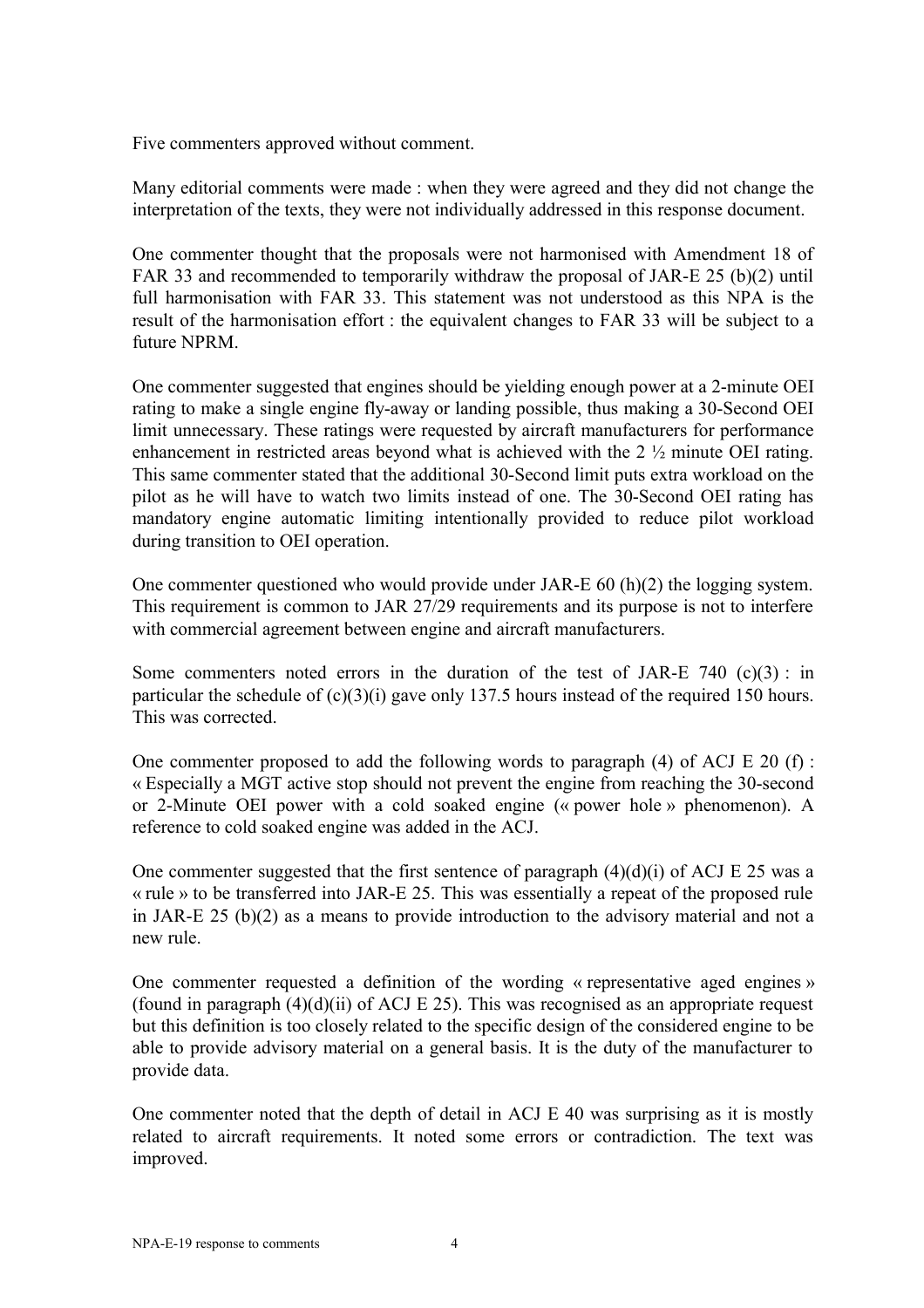Five commenters approved without comment.

Many editorial comments were made : when they were agreed and they did not change the interpretation of the texts, they were not individually addressed in this response document.

One commenter thought that the proposals were not harmonised with Amendment 18 of FAR 33 and recommended to temporarily withdraw the proposal of JAR-E 25 (b)(2) until full harmonisation with FAR 33. This statement was not understood as this NPA is the result of the harmonisation effort : the equivalent changes to FAR 33 will be subject to a future NPRM.

One commenter suggested that engines should be yielding enough power at a 2-minute OEI rating to make a single engine fly-away or landing possible, thus making a 30-Second OEI limit unnecessary. These ratings were requested by aircraft manufacturers for performance enhancement in restricted areas beyond what is achieved with the 2 ½ minute OEI rating. This same commenter stated that the additional 30-Second limit puts extra workload on the pilot as he will have to watch two limits instead of one. The 30-Second OEI rating has mandatory engine automatic limiting intentionally provided to reduce pilot workload during transition to OEI operation.

One commenter questioned who would provide under JAR-E 60 (h)(2) the logging system. This requirement is common to JAR 27/29 requirements and its purpose is not to interfere with commercial agreement between engine and aircraft manufacturers.

Some commenters noted errors in the duration of the test of JAR-E 740 (c)(3) : in particular the schedule of (c)(3)(i) gave only 137.5 hours instead of the required 150 hours. This was corrected.

One commenter proposed to add the following words to paragraph (4) of ACJ E 20 (f) : « Especially a MGT active stop should not prevent the engine from reaching the 30-second or 2-Minute OEI power with a cold soaked engine (« power hole » phenomenon). A reference to cold soaked engine was added in the ACJ.

One commenter suggested that the first sentence of paragraph (4)(d)(i) of ACJ E 25 was a « rule » to be transferred into JAR-E 25. This was essentially a repeat of the proposed rule in JAR-E 25 (b)(2) as a means to provide introduction to the advisory material and not a new rule.

One commenter requested a definition of the wording « representative aged engines » (found in paragraph (4)(d)(ii) of ACJ E 25). This was recognised as an appropriate request but this definition is too closely related to the specific design of the considered engine to be able to provide advisory material on a general basis. It is the duty of the manufacturer to provide data.

One commenter noted that the depth of detail in ACJ E 40 was surprising as it is mostly related to aircraft requirements. It noted some errors or contradiction. The text was improved.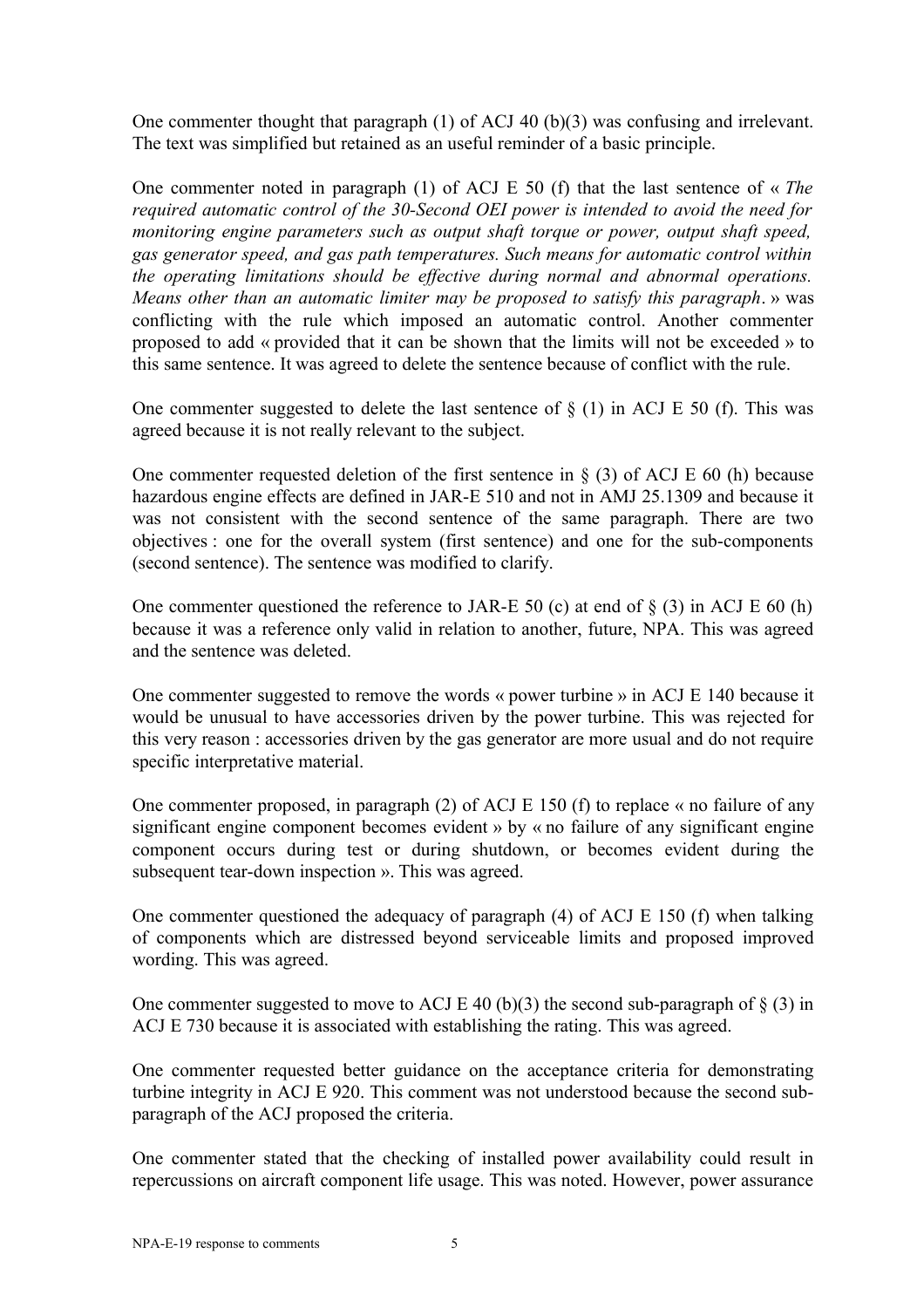One commenter thought that paragraph (1) of ACJ 40 (b)(3) was confusing and irrelevant. The text was simplified but retained as an useful reminder of a basic principle.

One commenter noted in paragraph (1) of ACJ E 50 (f) that the last sentence of « *The required automatic control of the 30-Second OEI power is intended to avoid the need for monitoring engine parameters such as output shaft torque or power, output shaft speed, gas generator speed, and gas path temperatures. Such means for automatic control within the operating limitations should be effective during normal and abnormal operations. Means other than an automatic limiter may be proposed to satisfy this paragraph*. » was conflicting with the rule which imposed an automatic control. Another commenter proposed to add « provided that it can be shown that the limits will not be exceeded » to this same sentence. It was agreed to delete the sentence because of conflict with the rule.

One commenter suggested to delete the last sentence of § (1) in ACJ E 50 (f). This was agreed because it is not really relevant to the subject.

One commenter requested deletion of the first sentence in § (3) of ACJ E 60 (h) because hazardous engine effects are defined in JAR-E 510 and not in AMJ 25.1309 and because it was not consistent with the second sentence of the same paragraph. There are two objectives : one for the overall system (first sentence) and one for the sub-components (second sentence). The sentence was modified to clarify.

One commenter questioned the reference to JAR-E 50 (c) at end of § (3) in ACJ E 60 (h) because it was a reference only valid in relation to another, future, NPA. This was agreed and the sentence was deleted.

One commenter suggested to remove the words « power turbine » in ACJ E 140 because it would be unusual to have accessories driven by the power turbine. This was rejected for this very reason : accessories driven by the gas generator are more usual and do not require specific interpretative material.

One commenter proposed, in paragraph (2) of ACJ E 150 (f) to replace « no failure of any significant engine component becomes evident » by « no failure of any significant engine component occurs during test or during shutdown, or becomes evident during the subsequent tear-down inspection ». This was agreed.

One commenter questioned the adequacy of paragraph (4) of ACJ E 150 (f) when talking of components which are distressed beyond serviceable limits and proposed improved wording. This was agreed.

One commenter suggested to move to ACJ E 40 (b)(3) the second sub-paragraph of § (3) in ACJ E 730 because it is associated with establishing the rating. This was agreed.

One commenter requested better guidance on the acceptance criteria for demonstrating turbine integrity in ACJ E 920. This comment was not understood because the second sub-paragraph of the ACJ proposed the criteria.

One commenter stated that the checking of installed power availability could result in repercussions on aircraft component life usage. This was noted. However, power assurance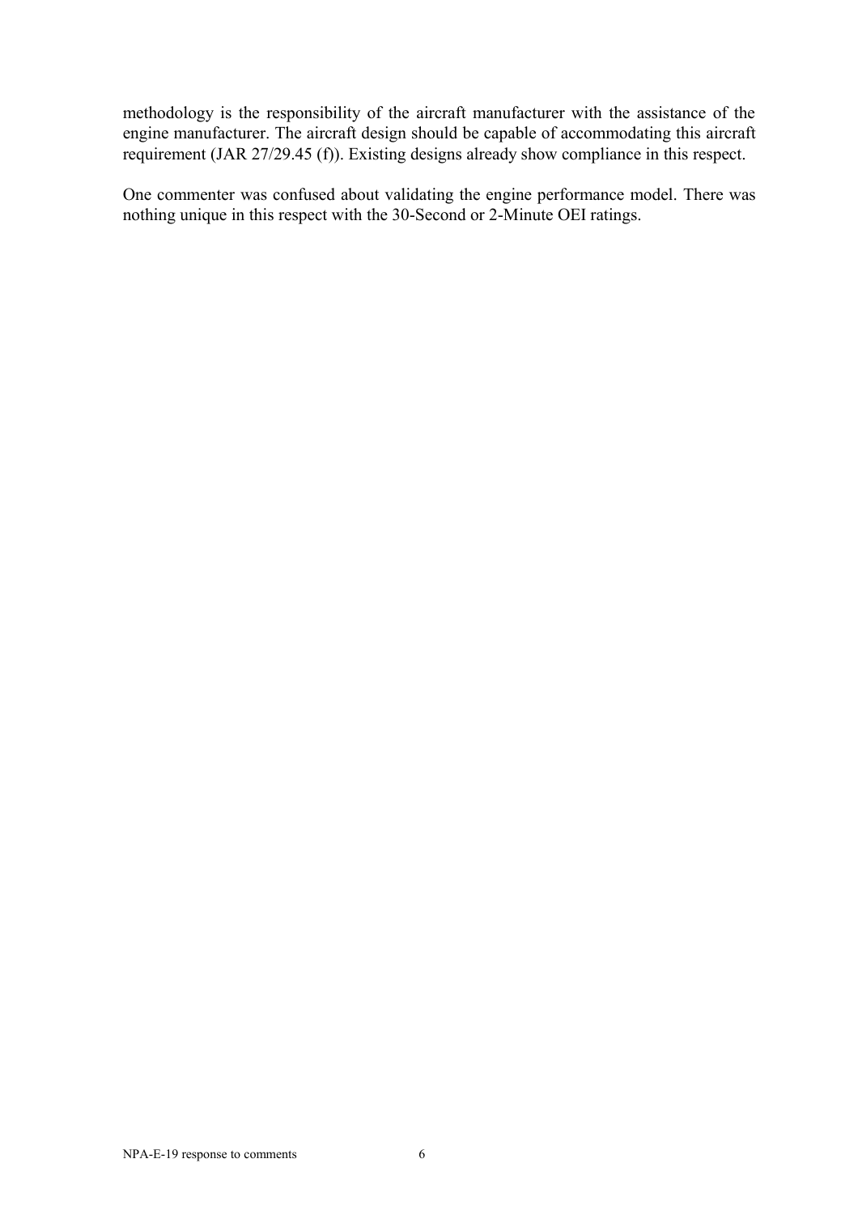methodology is the responsibility of the aircraft manufacturer with the assistance of the engine manufacturer. The aircraft design should be capable of accommodating this aircraft requirement (JAR 27/29.45 (f)). Existing designs already show compliance in this respect.

One commenter was confused about validating the engine performance model. There was nothing unique in this respect with the 30-Second or 2-Minute OEI ratings.